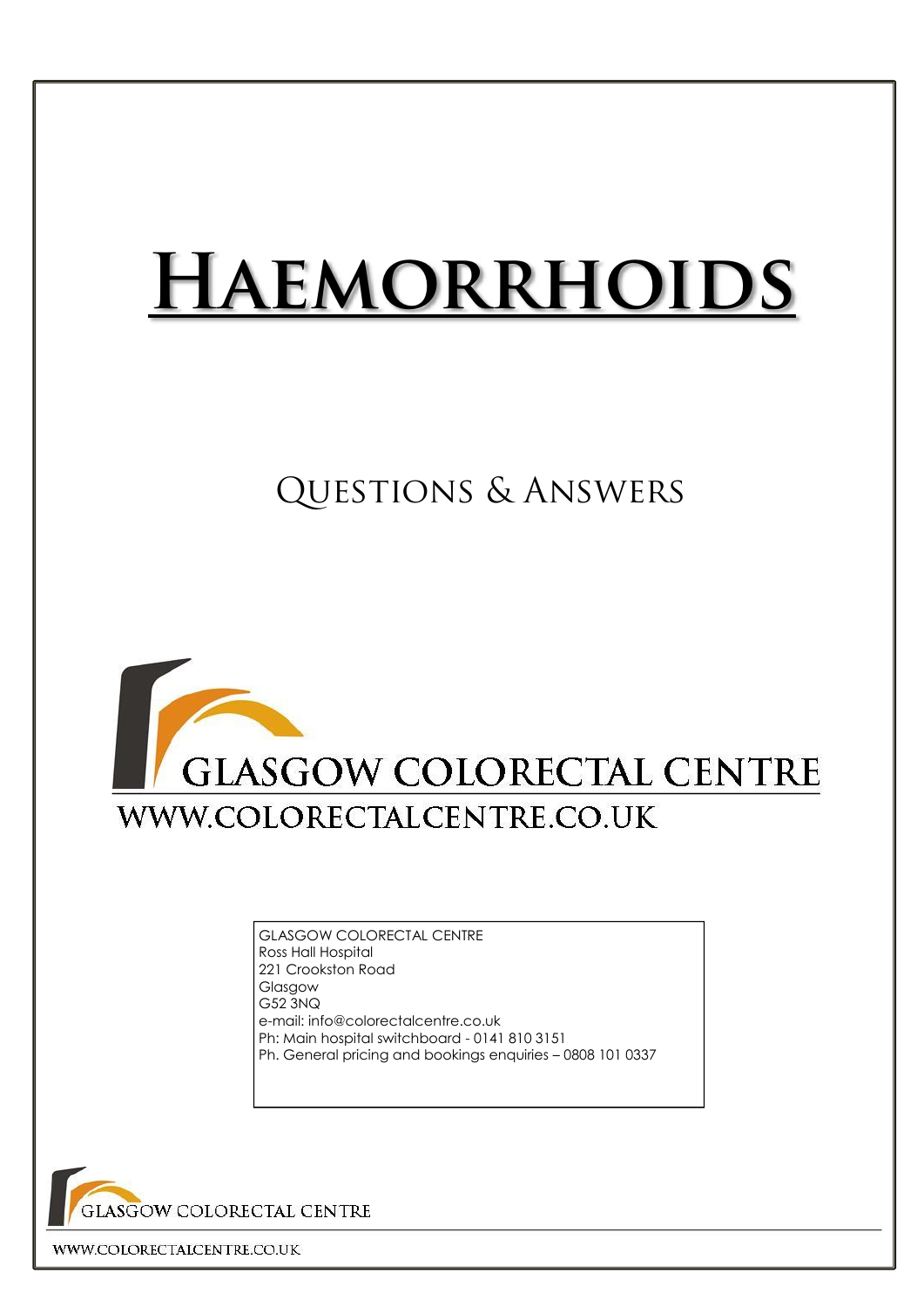# HAEMORRHOIDS

## QUESTIONS & ANSWERS

GLASGOW COLORECTAL CENTRE

WWW.COLORECTALCENTRE.CO.UK

GLASGOW COLORECTAL CENTRE
Ross Hall Hospital
221 Crookston Road
Glasgow
G52 3NQ
e-mail: info@colorectalcentre.co.uk
Ph: Main hospital switchboard - 0141 810 3151
Ph. General pricing and bookings enquiries – 0808 101 0337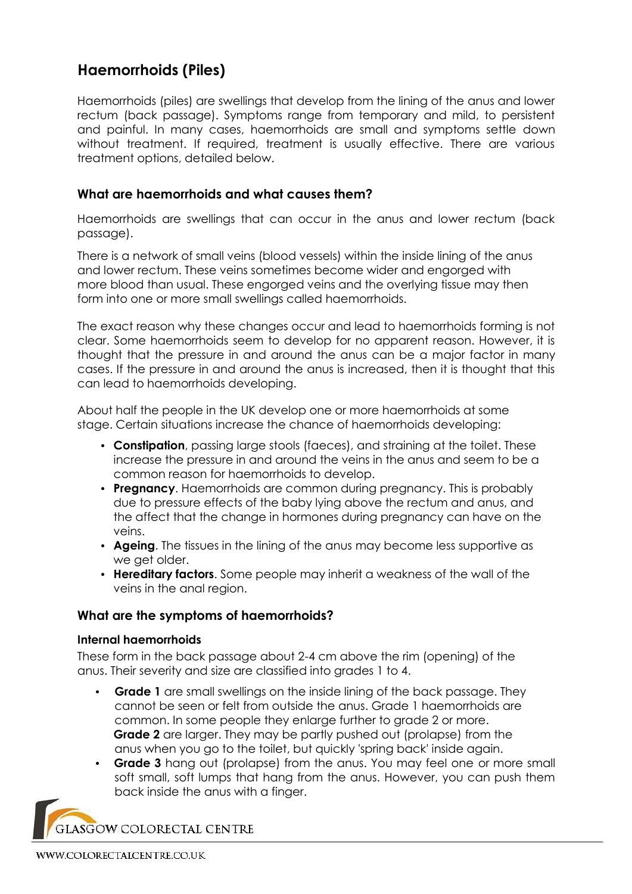# Haemorrhoids (Piles)

Haemorrhoids (piles) are swellings that develop from the lining of the anus and lower rectum (back passage). Symptoms range from temporary and mild, to persistent and painful. In many cases, haemorrhoids are small and symptoms settle down without treatment. If required, treatment is usually effective. There are various treatment options, detailed below.

## What are haemorrhoids and what causes them?

Haemorrhoids are swellings that can occur in the anus and lower rectum (back passage).

There is a network of small veins (blood vessels) within the inside lining of the anus and lower rectum. These veins sometimes become wider and engorged with more blood than usual. These engorged veins and the overlying tissue may then form into one or more small swellings called haemorrhoids.

The exact reason why these changes occur and lead to haemorrhoids forming is not clear. Some haemorrhoids seem to develop for no apparent reason. However, it is thought that the pressure in and around the anus can be a major factor in many cases. If the pressure in and around the anus is increased, then it is thought that this can lead to haemorrhoids developing.

About half the people in the UK develop one or more haemorrhoids at some stage. Certain situations increase the chance of haemorrhoids developing:

- **Constipation**, passing large stools (faeces), and straining at the toilet. These increase the pressure in and around the veins in the anus and seem to be a common reason for haemorrhoids to develop.
- **Pregnancy**. Haemorrhoids are common during pregnancy. This is probably due to pressure effects of the baby lying above the rectum and anus, and the affect that the change in hormones during pregnancy can have on the veins.
- **Ageing**. The tissues in the lining of the anus may become less supportive as we get older.
- **Hereditary factors**. Some people may inherit a weakness of the wall of the veins in the anal region.

## What are the symptoms of haemorrhoids?

### Internal haemorrhoids

These form in the back passage about 2-4 cm above the rim (opening) of the anus. Their severity and size are classified into grades 1 to 4.

- **Grade 1** are small swellings on the inside lining of the back passage. They cannot be seen or felt from outside the anus. Grade 1 haemorrhoids are common. In some people they enlarge further to grade 2 or more.
  **Grade 2** are larger. They may be partly pushed out (prolapse) from the anus when you go to the toilet, but quickly 'spring back' inside again.
- **Grade 3** hang out (prolapse) from the anus. You may feel one or more small soft small, soft lumps that hang from the anus. However, you can push them back inside the anus with a finger.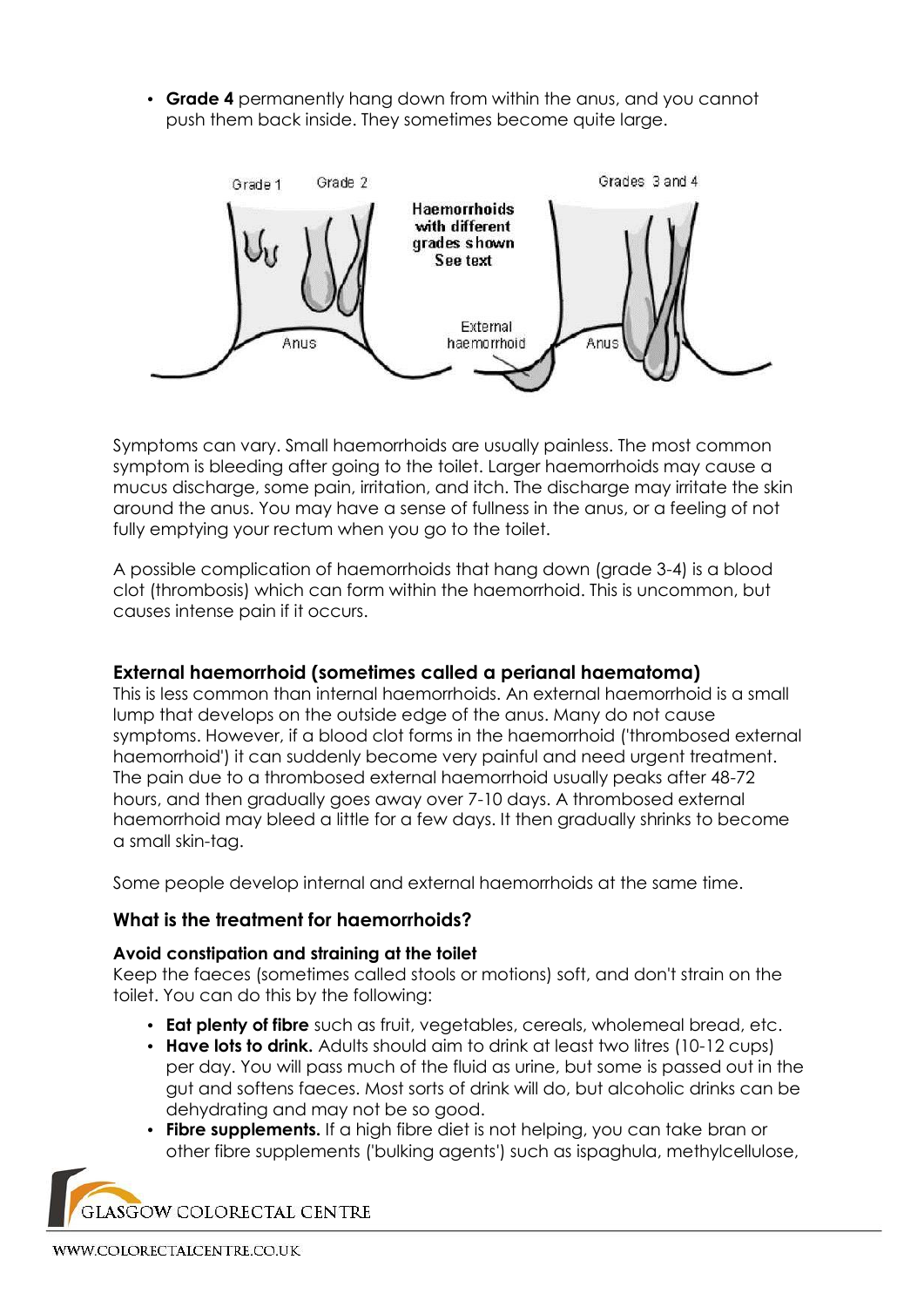- **Grade 4** permanently hang down from within the anus, and you cannot push them back inside. They sometimes become quite large.

Grade 1
Grade 2
Haemorrhoids with different grades shown See text
Grades 3 and 4
Anus
External haemorrhoid
Anus

Symptoms can vary. Small haemorrhoids are usually painless. The most common symptom is bleeding after going to the toilet. Larger haemorrhoids may cause a mucus discharge, some pain, irritation, and itch. The discharge may irritate the skin around the anus. You may have a sense of fullness in the anus, or a feeling of not fully emptying your rectum when you go to the toilet.

A possible complication of haemorrhoids that hang down (grade 3-4) is a blood clot (thrombosis) which can form within the haemorrhoid. This is uncommon, but causes intense pain if it occurs.

### External haemorrhoid (sometimes called a perianal haematoma)

This is less common than internal haemorrhoids. An external haemorrhoid is a small lump that develops on the outside edge of the anus. Many do not cause symptoms. However, if a blood clot forms in the haemorrhoid ('thrombosed external haemorrhoid') it can suddenly become very painful and need urgent treatment. The pain due to a thrombosed external haemorrhoid usually peaks after 48-72 hours, and then gradually goes away over 7-10 days. A thrombosed external haemorrhoid may bleed a little for a few days. It then gradually shrinks to become a small skin-tag.

Some people develop internal and external haemorrhoids at the same time.

### What is the treatment for haemorrhoids?

#### Avoid constipation and straining at the toilet

Keep the faeces (sometimes called stools or motions) soft, and don't strain on the toilet. You can do this by the following:

- **Eat plenty of fibre** such as fruit, vegetables, cereals, wholemeal bread, etc.
- **Have lots to drink.** Adults should aim to drink at least two litres (10-12 cups) per day. You will pass much of the fluid as urine, but some is passed out in the gut and softens faeces. Most sorts of drink will do, but alcoholic drinks can be dehydrating and may not be so good.
- **Fibre supplements.** If a high fibre diet is not helping, you can take bran or other fibre supplements ('bulking agents') such as ispaghula, methylcellulose,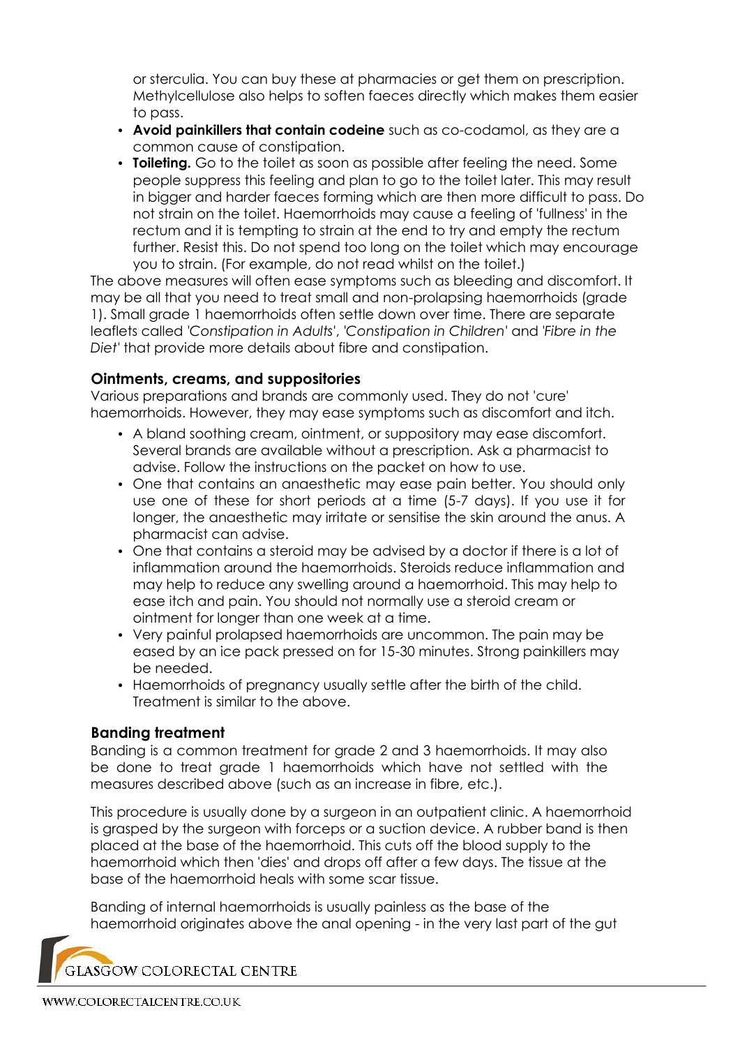or sterculia. You can buy these at pharmacies or get them on prescription. Methylcellulose also helps to soften faeces directly which makes them easier to pass.

- **Avoid painkillers that contain codeine** such as co-codamol, as they are a common cause of constipation.
- **Toileting.** Go to the toilet as soon as possible after feeling the need. Some people suppress this feeling and plan to go to the toilet later. This may result in bigger and harder faeces forming which are then more difficult to pass. Do not strain on the toilet. Haemorrhoids may cause a feeling of 'fullness' in the rectum and it is tempting to strain at the end to try and empty the rectum further. Resist this. Do not spend too long on the toilet which may encourage you to strain. (For example, do not read whilst on the toilet.)

The above measures will often ease symptoms such as bleeding and discomfort. It may be all that you need to treat small and non-prolapsing haemorrhoids (grade 1). Small grade 1 haemorrhoids often settle down over time. There are separate leaflets called *'Constipation in Adults'*, *'Constipation in Children'* and *'Fibre in the Diet'* that provide more details about fibre and constipation.

### Ointments, creams, and suppositories

Various preparations and brands are commonly used. They do not 'cure' haemorrhoids. However, they may ease symptoms such as discomfort and itch.

- A bland soothing cream, ointment, or suppository may ease discomfort. Several brands are available without a prescription. Ask a pharmacist to advise. Follow the instructions on the packet on how to use.
- One that contains an anaesthetic may ease pain better. You should only use one of these for short periods at a time (5-7 days). If you use it for longer, the anaesthetic may irritate or sensitise the skin around the anus. A pharmacist can advise.
- One that contains a steroid may be advised by a doctor if there is a lot of inflammation around the haemorrhoids. Steroids reduce inflammation and may help to reduce any swelling around a haemorrhoid. This may help to ease itch and pain. You should not normally use a steroid cream or ointment for longer than one week at a time.
- Very painful prolapsed haemorrhoids are uncommon. The pain may be eased by an ice pack pressed on for 15-30 minutes. Strong painkillers may be needed.
- Haemorrhoids of pregnancy usually settle after the birth of the child. Treatment is similar to the above.

### Banding treatment

Banding is a common treatment for grade 2 and 3 haemorrhoids. It may also be done to treat grade 1 haemorrhoids which have not settled with the measures described above (such as an increase in fibre, etc.).

This procedure is usually done by a surgeon in an outpatient clinic. A haemorrhoid is grasped by the surgeon with forceps or a suction device. A rubber band is then placed at the base of the haemorrhoid. This cuts off the blood supply to the haemorrhoid which then 'dies' and drops off after a few days. The tissue at the base of the haemorrhoid heals with some scar tissue.

Banding of internal haemorrhoids is usually painless as the base of the haemorrhoid originates above the anal opening - in the very last part of the gut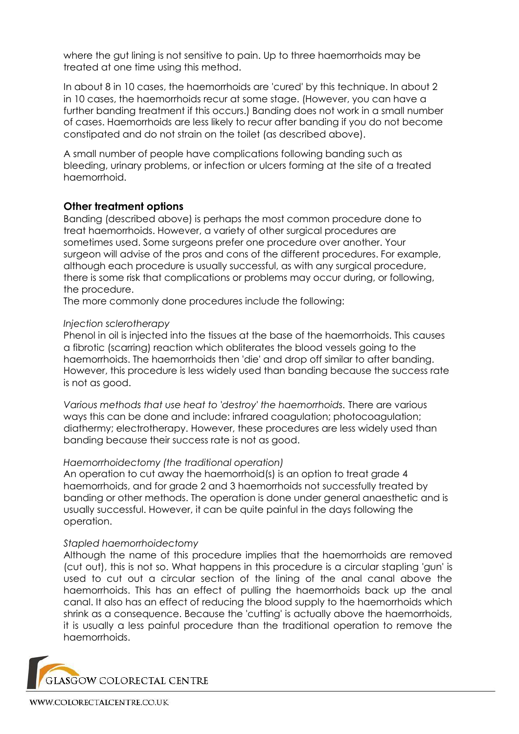where the gut lining is not sensitive to pain. Up to three haemorrhoids may be treated at one time using this method.

In about 8 in 10 cases, the haemorrhoids are 'cured' by this technique. In about 2 in 10 cases, the haemorrhoids recur at some stage. (However, you can have a further banding treatment if this occurs.) Banding does not work in a small number of cases. Haemorrhoids are less likely to recur after banding if you do not become constipated and do not strain on the toilet (as described above).

A small number of people have complications following banding such as bleeding, urinary problems, or infection or ulcers forming at the site of a treated haemorrhoid.

### Other treatment options

Banding (described above) is perhaps the most common procedure done to treat haemorrhoids. However, a variety of other surgical procedures are sometimes used. Some surgeons prefer one procedure over another. Your surgeon will advise of the pros and cons of the different procedures. For example, although each procedure is usually successful, as with any surgical procedure, there is some risk that complications or problems may occur during, or following, the procedure.
The more commonly done procedures include the following:

*Injection sclerotherapy*
Phenol in oil is injected into the tissues at the base of the haemorrhoids. This causes a fibrotic (scarring) reaction which obliterates the blood vessels going to the haemorrhoids. The haemorrhoids then 'die' and drop off similar to after banding. However, this procedure is less widely used than banding because the success rate is not as good.

*Various methods that use heat to 'destroy' the haemorrhoids.* There are various ways this can be done and include: infrared coagulation; photocoagulation; diathermy; electrotherapy. However, these procedures are less widely used than banding because their success rate is not as good.

*Haemorrhoidectomy (the traditional operation)*
An operation to cut away the haemorrhoid(s) is an option to treat grade 4 haemorrhoids, and for grade 2 and 3 haemorrhoids not successfully treated by banding or other methods. The operation is done under general anaesthetic and is usually successful. However, it can be quite painful in the days following the operation.

*Stapled haemorrhoidectomy*
Although the name of this procedure implies that the haemorrhoids are removed (cut out), this is not so. What happens in this procedure is a circular stapling 'gun' is used to cut out a circular section of the lining of the anal canal above the haemorrhoids. This has an effect of pulling the haemorrhoids back up the anal canal. It also has an effect of reducing the blood supply to the haemorrhoids which shrink as a consequence. Because the 'cutting' is actually above the haemorrhoids, it is usually a less painful procedure than the traditional operation to remove the haemorrhoids.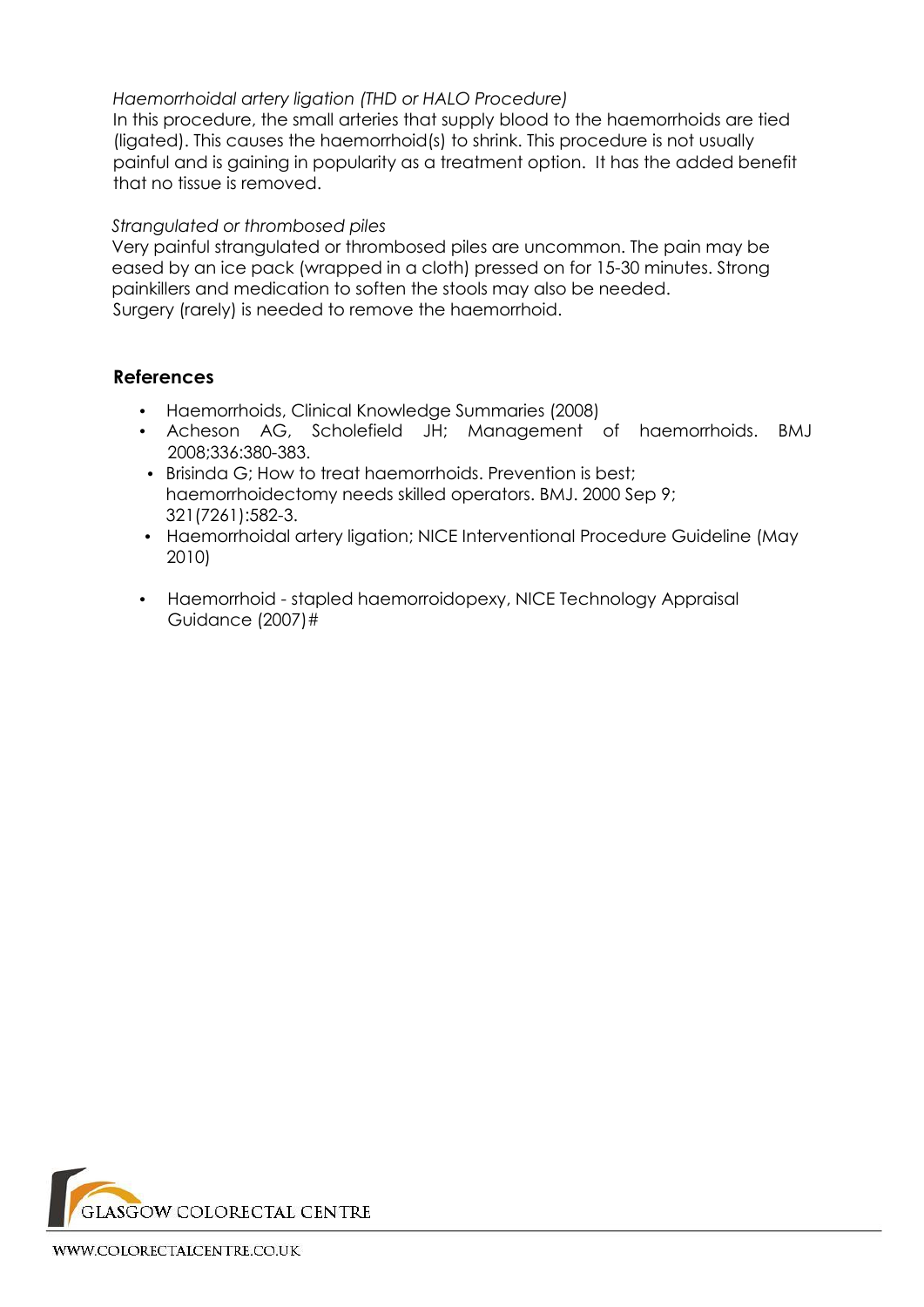*Haemorrhoidal artery ligation (THD or HALO Procedure)*

In this procedure, the small arteries that supply blood to the haemorrhoids are tied (ligated). This causes the haemorrhoid(s) to shrink. This procedure is not usually painful and is gaining in popularity as a treatment option. It has the added benefit that no tissue is removed.

*Strangulated or thrombosed piles*

Very painful strangulated or thrombosed piles are uncommon. The pain may be eased by an ice pack (wrapped in a cloth) pressed on for 15-30 minutes. Strong painkillers and medication to soften the stools may also be needed.
Surgery (rarely) is needed to remove the haemorrhoid.

## References

- Haemorrhoids, Clinical Knowledge Summaries (2008)
- Acheson AG, Scholefield JH; Management of haemorrhoids. BMJ 2008;336:380-383.
- Brisinda G; How to treat haemorrhoids. Prevention is best; haemorrhoidectomy needs skilled operators. BMJ. 2000 Sep 9; 321(7261):582-3.
- Haemorrhoidal artery ligation; NICE Interventional Procedure Guideline (May 2010)
- Haemorrhoid - stapled haemorroidopexy, NICE Technology Appraisal Guidance (2007)#